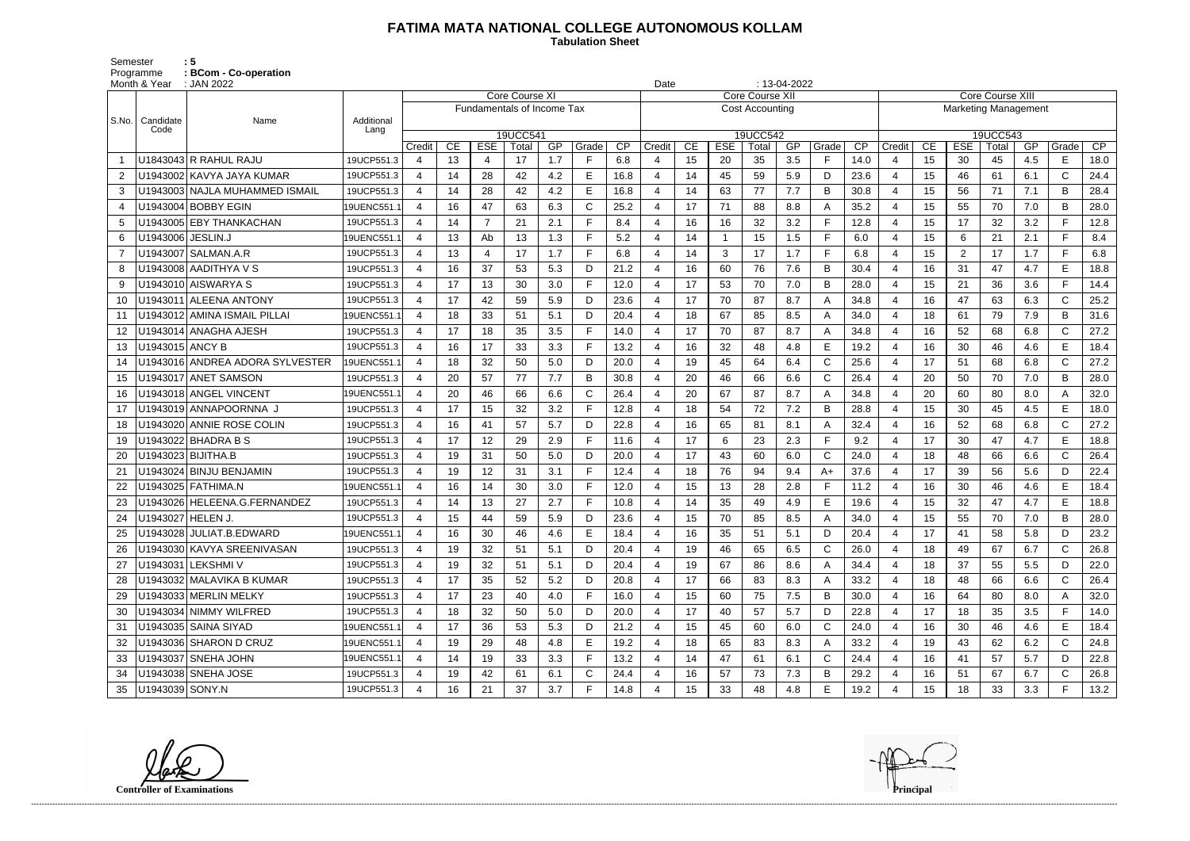# FATIMA MATA NATIONAL COLLEGE AUTONOMOUS KOLLAM

**Tabulation Sheet**

Semester : 5
Programme : BCom - Co-operation
Month & Year : JAN 2022
Date : 13-04-2022

| S.No. | Candidate Code | Name | Additional Lang | Core Course XI | | | | | | | Core Course XII | | | | | | | Core Course XIII | | | | | | |
|---|---|---|---|---|---|---|---|---|---|---|---|---|---|---|---|---|---|---|---|---|---|---|---|---|
| | | | | Fundamentals of Income Tax | | | | | | | Cost Accounting | | | | | | | Marketing Management | | | | | | |
| | | | | 19UCC541 | | | | | | | 19UCC542 | | | | | | | 19UCC543 | | | | | | |
| | | | | Credit | CE | ESE | Total | GP | Grade | CP | Credit | CE | ESE | Total | GP | Grade | CP | Credit | CE | ESE | Total | GP | Grade | CP |
| 1 | U1843043 | R RAHUL RAJU | 19UCP551.3 | 4 | 13 | 4 | 17 | 1.7 | F | 6.8 | 4 | 15 | 20 | 35 | 3.5 | F | 14.0 | 4 | 15 | 30 | 45 | 4.5 | E | 18.0 |
| 2 | U1943002 | KAVYA JAYA KUMAR | 19UCP551.3 | 4 | 14 | 28 | 42 | 4.2 | E | 16.8 | 4 | 14 | 45 | 59 | 5.9 | D | 23.6 | 4 | 15 | 46 | 61 | 6.1 | C | 24.4 |
| 3 | U1943003 | NAJLA MUHAMMED ISMAIL | 19UCP551.3 | 4 | 14 | 28 | 42 | 4.2 | E | 16.8 | 4 | 14 | 63 | 77 | 7.7 | B | 30.8 | 4 | 15 | 56 | 71 | 7.1 | B | 28.4 |
| 4 | U1943004 | BOBBY EGIN | 19UENC551.1 | 4 | 16 | 47 | 63 | 6.3 | C | 25.2 | 4 | 17 | 71 | 88 | 8.8 | A | 35.2 | 4 | 15 | 55 | 70 | 7.0 | B | 28.0 |
| 5 | U1943005 | EBY THANKACHAN | 19UCP551.3 | 4 | 14 | 7 | 21 | 2.1 | F | 8.4 | 4 | 16 | 16 | 32 | 3.2 | F | 12.8 | 4 | 15 | 17 | 32 | 3.2 | F | 12.8 |
| 6 | U1943006 | JESLIN.J | 19UENC551.1 | 4 | 13 | Ab | 13 | 1.3 | F | 5.2 | 4 | 14 | 1 | 15 | 1.5 | F | 6.0 | 4 | 15 | 6 | 21 | 2.1 | F | 8.4 |
| 7 | U1943007 | SALMAN.A.R | 19UCP551.3 | 4 | 13 | 4 | 17 | 1.7 | F | 6.8 | 4 | 14 | 3 | 17 | 1.7 | F | 6.8 | 4 | 15 | 2 | 17 | 1.7 | F | 6.8 |
| 8 | U1943008 | AADITHYA V S | 19UCP551.3 | 4 | 16 | 37 | 53 | 5.3 | D | 21.2 | 4 | 16 | 60 | 76 | 7.6 | B | 30.4 | 4 | 16 | 31 | 47 | 4.7 | E | 18.8 |
| 9 | U1943010 | AISWARYA S | 19UCP551.3 | 4 | 17 | 13 | 30 | 3.0 | F | 12.0 | 4 | 17 | 53 | 70 | 7.0 | B | 28.0 | 4 | 15 | 21 | 36 | 3.6 | F | 14.4 |
| 10 | U1943011 | ALEENA ANTONY | 19UCP551.3 | 4 | 17 | 42 | 59 | 5.9 | D | 23.6 | 4 | 17 | 70 | 87 | 8.7 | A | 34.8 | 4 | 16 | 47 | 63 | 6.3 | C | 25.2 |
| 11 | U1943012 | AMINA ISMAIL PILLAI | 19UENC551.1 | 4 | 18 | 33 | 51 | 5.1 | D | 20.4 | 4 | 18 | 67 | 85 | 8.5 | A | 34.0 | 4 | 18 | 61 | 79 | 7.9 | B | 31.6 |
| 12 | U1943014 | ANAGHA AJESH | 19UCP551.3 | 4 | 17 | 18 | 35 | 3.5 | F | 14.0 | 4 | 17 | 70 | 87 | 8.7 | A | 34.8 | 4 | 16 | 52 | 68 | 6.8 | C | 27.2 |
| 13 | U1943015 | ANCY B | 19UCP551.3 | 4 | 16 | 17 | 33 | 3.3 | F | 13.2 | 4 | 16 | 32 | 48 | 4.8 | E | 19.2 | 4 | 16 | 30 | 46 | 4.6 | E | 18.4 |
| 14 | U1943016 | ANDREA ADORA SYLVESTER | 19UENC551.1 | 4 | 18 | 32 | 50 | 5.0 | D | 20.0 | 4 | 19 | 45 | 64 | 6.4 | C | 25.6 | 4 | 17 | 51 | 68 | 6.8 | C | 27.2 |
| 15 | U1943017 | ANET SAMSON | 19UCP551.3 | 4 | 20 | 57 | 77 | 7.7 | B | 30.8 | 4 | 20 | 46 | 66 | 6.6 | C | 26.4 | 4 | 20 | 50 | 70 | 7.0 | B | 28.0 |
| 16 | U1943018 | ANGEL VINCENT | 19UENC551.1 | 4 | 20 | 46 | 66 | 6.6 | C | 26.4 | 4 | 20 | 67 | 87 | 8.7 | A | 34.8 | 4 | 20 | 60 | 80 | 8.0 | A | 32.0 |
| 17 | U1943019 | ANNAPOORNNA J | 19UCP551.3 | 4 | 17 | 15 | 32 | 3.2 | F | 12.8 | 4 | 18 | 54 | 72 | 7.2 | B | 28.8 | 4 | 15 | 30 | 45 | 4.5 | E | 18.0 |
| 18 | U1943020 | ANNIE ROSE COLIN | 19UCP551.3 | 4 | 16 | 41 | 57 | 5.7 | D | 22.8 | 4 | 16 | 65 | 81 | 8.1 | A | 32.4 | 4 | 16 | 52 | 68 | 6.8 | C | 27.2 |
| 19 | U1943022 | BHADRA B S | 19UCP551.3 | 4 | 17 | 12 | 29 | 2.9 | F | 11.6 | 4 | 17 | 6 | 23 | 2.3 | F | 9.2 | 4 | 17 | 30 | 47 | 4.7 | E | 18.8 |
| 20 | U1943023 | BIJITHA.B | 19UCP551.3 | 4 | 19 | 31 | 50 | 5.0 | D | 20.0 | 4 | 17 | 43 | 60 | 6.0 | C | 24.0 | 4 | 18 | 48 | 66 | 6.6 | C | 26.4 |
| 21 | U1943024 | BINJU BENJAMIN | 19UCP551.3 | 4 | 19 | 12 | 31 | 3.1 | F | 12.4 | 4 | 18 | 76 | 94 | 9.4 | A+ | 37.6 | 4 | 17 | 39 | 56 | 5.6 | D | 22.4 |
| 22 | U1943025 | FATHIMA.N | 19UENC551.1 | 4 | 16 | 14 | 30 | 3.0 | F | 12.0 | 4 | 15 | 13 | 28 | 2.8 | F | 11.2 | 4 | 16 | 30 | 46 | 4.6 | E | 18.4 |
| 23 | U1943026 | HELEENA.G.FERNANDEZ | 19UCP551.3 | 4 | 14 | 13 | 27 | 2.7 | F | 10.8 | 4 | 14 | 35 | 49 | 4.9 | E | 19.6 | 4 | 15 | 32 | 47 | 4.7 | E | 18.8 |
| 24 | U1943027 | HELEN J. | 19UCP551.3 | 4 | 15 | 44 | 59 | 5.9 | D | 23.6 | 4 | 15 | 70 | 85 | 8.5 | A | 34.0 | 4 | 15 | 55 | 70 | 7.0 | B | 28.0 |
| 25 | U1943028 | JULIAT.B.EDWARD | 19UENC551.1 | 4 | 16 | 30 | 46 | 4.6 | E | 18.4 | 4 | 16 | 35 | 51 | 5.1 | D | 20.4 | 4 | 17 | 41 | 58 | 5.8 | D | 23.2 |
| 26 | U1943030 | KAVYA SREENIVASAN | 19UCP551.3 | 4 | 19 | 32 | 51 | 5.1 | D | 20.4 | 4 | 19 | 46 | 65 | 6.5 | C | 26.0 | 4 | 18 | 49 | 67 | 6.7 | C | 26.8 |
| 27 | U1943031 | LEKSHMI V | 19UCP551.3 | 4 | 19 | 32 | 51 | 5.1 | D | 20.4 | 4 | 19 | 67 | 86 | 8.6 | A | 34.4 | 4 | 18 | 37 | 55 | 5.5 | D | 22.0 |
| 28 | U1943032 | MALAVIKA B KUMAR | 19UCP551.3 | 4 | 17 | 35 | 52 | 5.2 | D | 20.8 | 4 | 17 | 66 | 83 | 8.3 | A | 33.2 | 4 | 18 | 48 | 66 | 6.6 | C | 26.4 |
| 29 | U1943033 | MERLIN MELKY | 19UCP551.3 | 4 | 17 | 23 | 40 | 4.0 | F | 16.0 | 4 | 15 | 60 | 75 | 7.5 | B | 30.0 | 4 | 16 | 64 | 80 | 8.0 | A | 32.0 |
| 30 | U1943034 | NIMMY WILFRED | 19UCP551.3 | 4 | 18 | 32 | 50 | 5.0 | D | 20.0 | 4 | 17 | 40 | 57 | 5.7 | D | 22.8 | 4 | 17 | 18 | 35 | 3.5 | F | 14.0 |
| 31 | U1943035 | SAINA SIYAD | 19UENC551.1 | 4 | 17 | 36 | 53 | 5.3 | D | 21.2 | 4 | 15 | 45 | 60 | 6.0 | C | 24.0 | 4 | 16 | 30 | 46 | 4.6 | E | 18.4 |
| 32 | U1943036 | SHARON D CRUZ | 19UENC551.1 | 4 | 19 | 29 | 48 | 4.8 | E | 19.2 | 4 | 18 | 65 | 83 | 8.3 | A | 33.2 | 4 | 19 | 43 | 62 | 6.2 | C | 24.8 |
| 33 | U1943037 | SNEHA JOHN | 19UENC551.1 | 4 | 14 | 19 | 33 | 3.3 | F | 13.2 | 4 | 14 | 47 | 61 | 6.1 | C | 24.4 | 4 | 16 | 41 | 57 | 5.7 | D | 22.8 |
| 34 | U1943038 | SNEHA JOSE | 19UCP551.3 | 4 | 19 | 42 | 61 | 6.1 | C | 24.4 | 4 | 16 | 57 | 73 | 7.3 | B | 29.2 | 4 | 16 | 51 | 67 | 6.7 | C | 26.8 |
| 35 | U1943039 | SONY.N | 19UCP551.3 | 4 | 16 | 21 | 37 | 3.7 | F | 14.8 | 4 | 15 | 33 | 48 | 4.8 | E | 19.2 | 4 | 15 | 18 | 33 | 3.3 | F | 13.2 |

Controller of Examinations

Principal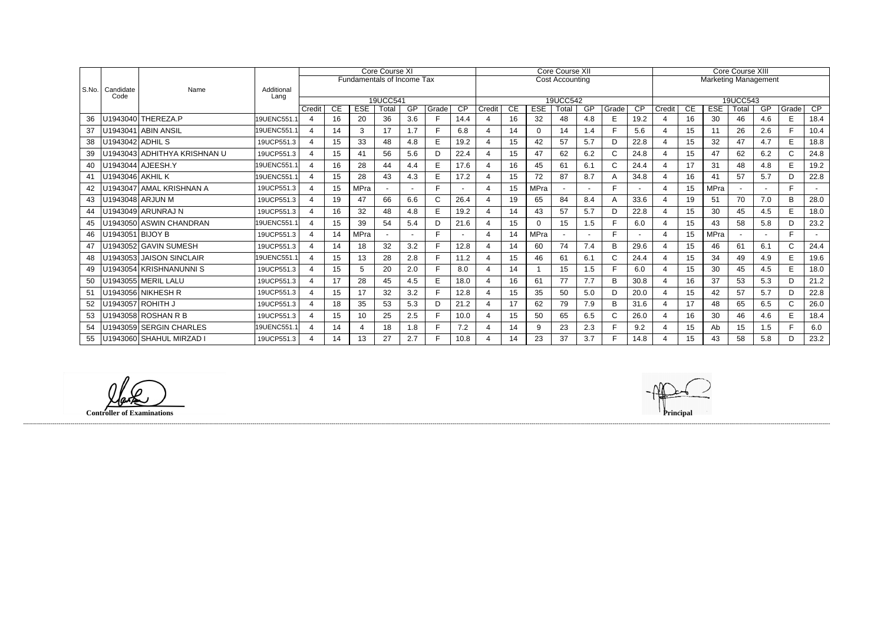| S.No. | Candidate Code | Name | Additional Lang | Core Course XI Fundamentals of Income Tax 19UCC541 | | | | | | | Core Course XII Cost Accounting 19UCC542 | | | | | | | Core Course XIII Marketing Management 19UCC543 | | | | | | |
|---|---|---|---|---|---|---|---|---|---|---|---|---|---|---|---|---|---|---|---|---|---|---|---|---|
| | | | | Credit | CE | ESE | Total | GP | Grade | CP | Credit | CE | ESE | Total | GP | Grade | CP | Credit | CE | ESE | Total | GP | Grade | CP |
| 36 | U1943040 | THEREZA.P | 19UENC551.1 | 4 | 16 | 20 | 36 | 3.6 | F | 14.4 | 4 | 16 | 32 | 48 | 4.8 | E | 19.2 | 4 | 16 | 30 | 46 | 4.6 | E | 18.4 |
| 37 | U1943041 | ABIN ANSIL | 19UENC551.1 | 4 | 14 | 3 | 17 | 1.7 | F | 6.8 | 4 | 14 | 0 | 14 | 1.4 | F | 5.6 | 4 | 15 | 11 | 26 | 2.6 | F | 10.4 |
| 38 | U1943042 | ADHIL S | 19UCP551.3 | 4 | 15 | 33 | 48 | 4.8 | E | 19.2 | 4 | 15 | 42 | 57 | 5.7 | D | 22.8 | 4 | 15 | 32 | 47 | 4.7 | E | 18.8 |
| 39 | U1943043 | ADHITHYA KRISHNAN U | 19UCP551.3 | 4 | 15 | 41 | 56 | 5.6 | D | 22.4 | 4 | 15 | 47 | 62 | 6.2 | C | 24.8 | 4 | 15 | 47 | 62 | 6.2 | C | 24.8 |
| 40 | U1943044 | AJEESH.Y | 19UENC551.1 | 4 | 16 | 28 | 44 | 4.4 | E | 17.6 | 4 | 16 | 45 | 61 | 6.1 | C | 24.4 | 4 | 17 | 31 | 48 | 4.8 | E | 19.2 |
| 41 | U1943046 | AKHIL K | 19UENC551.1 | 4 | 15 | 28 | 43 | 4.3 | E | 17.2 | 4 | 15 | 72 | 87 | 8.7 | A | 34.8 | 4 | 16 | 41 | 57 | 5.7 | D | 22.8 |
| 42 | U1943047 | AMAL KRISHNAN A | 19UCP551.3 | 4 | 15 | MPra | - | - | F | - | 4 | 15 | MPra | - | - | F | - | 4 | 15 | MPra | - | - | F | - |
| 43 | U1943048 | ARJUN M | 19UCP551.3 | 4 | 19 | 47 | 66 | 6.6 | C | 26.4 | 4 | 19 | 65 | 84 | 8.4 | A | 33.6 | 4 | 19 | 51 | 70 | 7.0 | B | 28.0 |
| 44 | U1943049 | ARUNRAJ N | 19UCP551.3 | 4 | 16 | 32 | 48 | 4.8 | E | 19.2 | 4 | 14 | 43 | 57 | 5.7 | D | 22.8 | 4 | 15 | 30 | 45 | 4.5 | E | 18.0 |
| 45 | U1943050 | ASWIN CHANDRAN | 19UENC551.1 | 4 | 15 | 39 | 54 | 5.4 | D | 21.6 | 4 | 15 | 0 | 15 | 1.5 | F | 6.0 | 4 | 15 | 43 | 58 | 5.8 | D | 23.2 |
| 46 | U1943051 | BIJOY B | 19UCP551.3 | 4 | 14 | MPra | - | - | F | - | 4 | 14 | MPra | - | - | F | - | 4 | 15 | MPra | - | - | F | - |
| 47 | U1943052 | GAVIN SUMESH | 19UCP551.3 | 4 | 14 | 18 | 32 | 3.2 | F | 12.8 | 4 | 14 | 60 | 74 | 7.4 | B | 29.6 | 4 | 15 | 46 | 61 | 6.1 | C | 24.4 |
| 48 | U1943053 | JAISON SINCLAIR | 19UENC551.1 | 4 | 15 | 13 | 28 | 2.8 | F | 11.2 | 4 | 15 | 46 | 61 | 6.1 | C | 24.4 | 4 | 15 | 34 | 49 | 4.9 | E | 19.6 |
| 49 | U1943054 | KRISHNANUNNI S | 19UCP551.3 | 4 | 15 | 5 | 20 | 2.0 | F | 8.0 | 4 | 14 | 1 | 15 | 1.5 | F | 6.0 | 4 | 15 | 30 | 45 | 4.5 | E | 18.0 |
| 50 | U1943055 | MERIL LALU | 19UCP551.3 | 4 | 17 | 28 | 45 | 4.5 | E | 18.0 | 4 | 16 | 61 | 77 | 7.7 | B | 30.8 | 4 | 16 | 37 | 53 | 5.3 | D | 21.2 |
| 51 | U1943056 | NIKHESH R | 19UCP551.3 | 4 | 15 | 17 | 32 | 3.2 | F | 12.8 | 4 | 15 | 35 | 50 | 5.0 | D | 20.0 | 4 | 15 | 42 | 57 | 5.7 | D | 22.8 |
| 52 | U1943057 | ROHITH J | 19UCP551.3 | 4 | 18 | 35 | 53 | 5.3 | D | 21.2 | 4 | 17 | 62 | 79 | 7.9 | B | 31.6 | 4 | 17 | 48 | 65 | 6.5 | C | 26.0 |
| 53 | U1943058 | ROSHAN R B | 19UCP551.3 | 4 | 15 | 10 | 25 | 2.5 | F | 10.0 | 4 | 15 | 50 | 65 | 6.5 | C | 26.0 | 4 | 16 | 30 | 46 | 4.6 | E | 18.4 |
| 54 | U1943059 | SERGIN CHARLES | 19UENC551.1 | 4 | 14 | 4 | 18 | 1.8 | F | 7.2 | 4 | 14 | 9 | 23 | 2.3 | F | 9.2 | 4 | 15 | Ab | 15 | 1.5 | F | 6.0 |
| 55 | U1943060 | SHAHUL MIRZAD I | 19UCP551.3 | 4 | 14 | 13 | 27 | 2.7 | F | 10.8 | 4 | 14 | 23 | 37 | 3.7 | F | 14.8 | 4 | 15 | 43 | 58 | 5.8 | D | 23.2 |

**Controller of Examinations**

**Principal**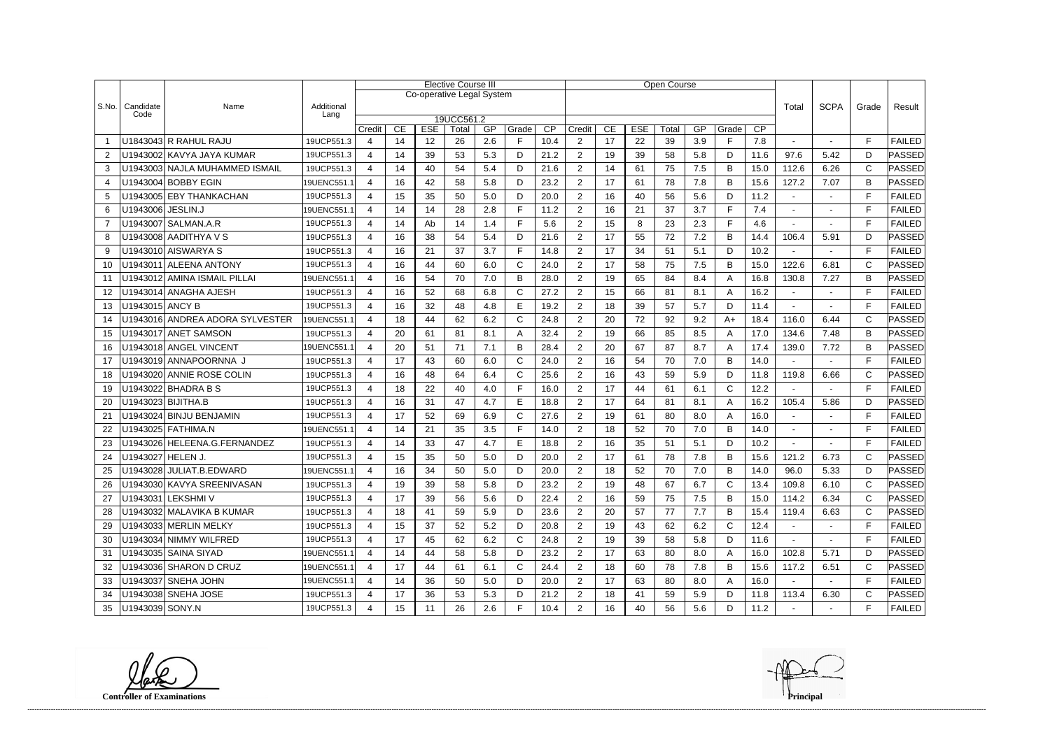| S.No. | Candidate Code | Name | Additional Lang | Elective Course III | | | | | | | Open Course | | | | | | | Total | SCPA | Grade | Result |
|---|---|---|---|---|---|---|---|---|---|---|---|---|---|---|---|---|---|---|---|---|---|
| | | | | Co-operative Legal System | | | | | | | | | | | | | | | | | |
| | | | | 19UCC561.2 | | | | | | | | | | | | | | | | | |
| | | | | Credit | CE | ESE | Total | GP | Grade | CP | Credit | CE | ESE | Total | GP | Grade | CP | | | | |
| 1 | U1843043 | R RAHUL RAJU | 19UCP551.3 | 4 | 14 | 12 | 26 | 2.6 | F | 10.4 | 2 | 17 | 22 | 39 | 3.9 | F | 7.8 | - | - | F | FAILED |
| 2 | U1943002 | KAVYA JAYA KUMAR | 19UCP551.3 | 4 | 14 | 39 | 53 | 5.3 | D | 21.2 | 2 | 19 | 39 | 58 | 5.8 | D | 11.6 | 97.6 | 5.42 | D | PASSED |
| 3 | U1943003 | NAJLA MUHAMMED ISMAIL | 19UCP551.3 | 4 | 14 | 40 | 54 | 5.4 | D | 21.6 | 2 | 14 | 61 | 75 | 7.5 | B | 15.0 | 112.6 | 6.26 | C | PASSED |
| 4 | U1943004 | BOBBY EGIN | 19UENC551.1 | 4 | 16 | 42 | 58 | 5.8 | D | 23.2 | 2 | 17 | 61 | 78 | 7.8 | B | 15.6 | 127.2 | 7.07 | B | PASSED |
| 5 | U1943005 | EBY THANKACHAN | 19UCP551.3 | 4 | 15 | 35 | 50 | 5.0 | D | 20.0 | 2 | 16 | 40 | 56 | 5.6 | D | 11.2 | - | - | F | FAILED |
| 6 | U1943006 | JESLIN.J | 19UENC551.1 | 4 | 14 | 14 | 28 | 2.8 | F | 11.2 | 2 | 16 | 21 | 37 | 3.7 | F | 7.4 | - | - | F | FAILED |
| 7 | U1943007 | SALMAN.A.R | 19UCP551.3 | 4 | 14 | Ab | 14 | 1.4 | F | 5.6 | 2 | 15 | 8 | 23 | 2.3 | F | 4.6 | - | - | F | FAILED |
| 8 | U1943008 | AADHITHYA V S | 19UCP551.3 | 4 | 16 | 38 | 54 | 5.4 | D | 21.6 | 2 | 17 | 55 | 72 | 7.2 | B | 14.4 | 106.4 | 5.91 | D | PASSED |
| 9 | U1943010 | AISWARYA S | 19UCP551.3 | 4 | 16 | 21 | 37 | 3.7 | F | 14.8 | 2 | 17 | 34 | 51 | 5.1 | D | 10.2 | - | - | F | FAILED |
| 10 | U1943011 | ALEENA ANTONY | 19UCP551.3 | 4 | 16 | 44 | 60 | 6.0 | C | 24.0 | 2 | 17 | 58 | 75 | 7.5 | B | 15.0 | 122.6 | 6.81 | C | PASSED |
| 11 | U1943012 | AMINA ISMAIL PILLAI | 19UENC551.1 | 4 | 16 | 54 | 70 | 7.0 | B | 28.0 | 2 | 19 | 65 | 84 | 8.4 | A | 16.8 | 130.8 | 7.27 | B | PASSED |
| 12 | U1943014 | ANAGHA AJESH | 19UCP551.3 | 4 | 16 | 52 | 68 | 6.8 | C | 27.2 | 2 | 15 | 66 | 81 | 8.1 | A | 16.2 | - | - | F | FAILED |
| 13 | U1943015 | ANCY B | 19UCP551.3 | 4 | 16 | 32 | 48 | 4.8 | E | 19.2 | 2 | 18 | 39 | 57 | 5.7 | D | 11.4 | - | - | F | FAILED |
| 14 | U1943016 | ANDREA ADORA SYLVESTER | 19UENC551.1 | 4 | 18 | 44 | 62 | 6.2 | C | 24.8 | 2 | 20 | 72 | 92 | 9.2 | A+ | 18.4 | 116.0 | 6.44 | C | PASSED |
| 15 | U1943017 | ANET SAMSON | 19UCP551.3 | 4 | 20 | 61 | 81 | 8.1 | A | 32.4 | 2 | 19 | 66 | 85 | 8.5 | A | 17.0 | 134.6 | 7.48 | B | PASSED |
| 16 | U1943018 | ANGEL VINCENT | 19UENC551.1 | 4 | 20 | 51 | 71 | 7.1 | B | 28.4 | 2 | 20 | 67 | 87 | 8.7 | A | 17.4 | 139.0 | 7.72 | B | PASSED |
| 17 | U1943019 | ANNAPOORNNA J | 19UCP551.3 | 4 | 17 | 43 | 60 | 6.0 | C | 24.0 | 2 | 16 | 54 | 70 | 7.0 | B | 14.0 | - | - | F | FAILED |
| 18 | U1943020 | ANNIE ROSE COLIN | 19UCP551.3 | 4 | 16 | 48 | 64 | 6.4 | C | 25.6 | 2 | 16 | 43 | 59 | 5.9 | D | 11.8 | 119.8 | 6.66 | C | PASSED |
| 19 | U1943022 | BHADRA B S | 19UCP551.3 | 4 | 18 | 22 | 40 | 4.0 | F | 16.0 | 2 | 17 | 44 | 61 | 6.1 | C | 12.2 | - | - | F | FAILED |
| 20 | U1943023 | BIJITHA.B | 19UCP551.3 | 4 | 16 | 31 | 47 | 4.7 | E | 18.8 | 2 | 17 | 64 | 81 | 8.1 | A | 16.2 | 105.4 | 5.86 | D | PASSED |
| 21 | U1943024 | BINJU BENJAMIN | 19UCP551.3 | 4 | 17 | 52 | 69 | 6.9 | C | 27.6 | 2 | 19 | 61 | 80 | 8.0 | A | 16.0 | - | - | F | FAILED |
| 22 | U1943025 | FATHIMA.N | 19UENC551.1 | 4 | 14 | 21 | 35 | 3.5 | F | 14.0 | 2 | 18 | 52 | 70 | 7.0 | B | 14.0 | - | - | F | FAILED |
| 23 | U1943026 | HELEENA.G.FERNANDEZ | 19UCP551.3 | 4 | 14 | 33 | 47 | 4.7 | E | 18.8 | 2 | 16 | 35 | 51 | 5.1 | D | 10.2 | - | - | F | FAILED |
| 24 | U1943027 | HELEN J. | 19UCP551.3 | 4 | 15 | 35 | 50 | 5.0 | D | 20.0 | 2 | 17 | 61 | 78 | 7.8 | B | 15.6 | 121.2 | 6.73 | C | PASSED |
| 25 | U1943028 | JULIAT.B.EDWARD | 19UENC551.1 | 4 | 16 | 34 | 50 | 5.0 | D | 20.0 | 2 | 18 | 52 | 70 | 7.0 | B | 14.0 | 96.0 | 5.33 | D | PASSED |
| 26 | U1943030 | KAVYA SREENIVASAN | 19UCP551.3 | 4 | 19 | 39 | 58 | 5.8 | D | 23.2 | 2 | 19 | 48 | 67 | 6.7 | C | 13.4 | 109.8 | 6.10 | C | PASSED |
| 27 | U1943031 | LEKSHMI V | 19UCP551.3 | 4 | 17 | 39 | 56 | 5.6 | D | 22.4 | 2 | 16 | 59 | 75 | 7.5 | B | 15.0 | 114.2 | 6.34 | C | PASSED |
| 28 | U1943032 | MALAVIKA B KUMAR | 19UCP551.3 | 4 | 18 | 41 | 59 | 5.9 | D | 23.6 | 2 | 20 | 57 | 77 | 7.7 | B | 15.4 | 119.4 | 6.63 | C | PASSED |
| 29 | U1943033 | MERLIN MELKY | 19UCP551.3 | 4 | 15 | 37 | 52 | 5.2 | D | 20.8 | 2 | 19 | 43 | 62 | 6.2 | C | 12.4 | - | - | F | FAILED |
| 30 | U1943034 | NIMMY WILFRED | 19UCP551.3 | 4 | 17 | 45 | 62 | 6.2 | C | 24.8 | 2 | 19 | 39 | 58 | 5.8 | D | 11.6 | - | - | F | FAILED |
| 31 | U1943035 | SAINA SIYAD | 19UENC551.1 | 4 | 14 | 44 | 58 | 5.8 | D | 23.2 | 2 | 17 | 63 | 80 | 8.0 | A | 16.0 | 102.8 | 5.71 | D | PASSED |
| 32 | U1943036 | SHARON D CRUZ | 19UENC551.1 | 4 | 17 | 44 | 61 | 6.1 | C | 24.4 | 2 | 18 | 60 | 78 | 7.8 | B | 15.6 | 117.2 | 6.51 | C | PASSED |
| 33 | U1943037 | SNEHA JOHN | 19UENC551.1 | 4 | 14 | 36 | 50 | 5.0 | D | 20.0 | 2 | 17 | 63 | 80 | 8.0 | A | 16.0 | - | - | F | FAILED |
| 34 | U1943038 | SNEHA JOSE | 19UCP551.3 | 4 | 17 | 36 | 53 | 5.3 | D | 21.2 | 2 | 18 | 41 | 59 | 5.9 | D | 11.8 | 113.4 | 6.30 | C | PASSED |
| 35 | U1943039 | SONY.N | 19UCP551.3 | 4 | 15 | 11 | 26 | 2.6 | F | 10.4 | 2 | 16 | 40 | 56 | 5.6 | D | 11.2 | - | - | F | FAILED |

**Controller of Examinations**

**Principal**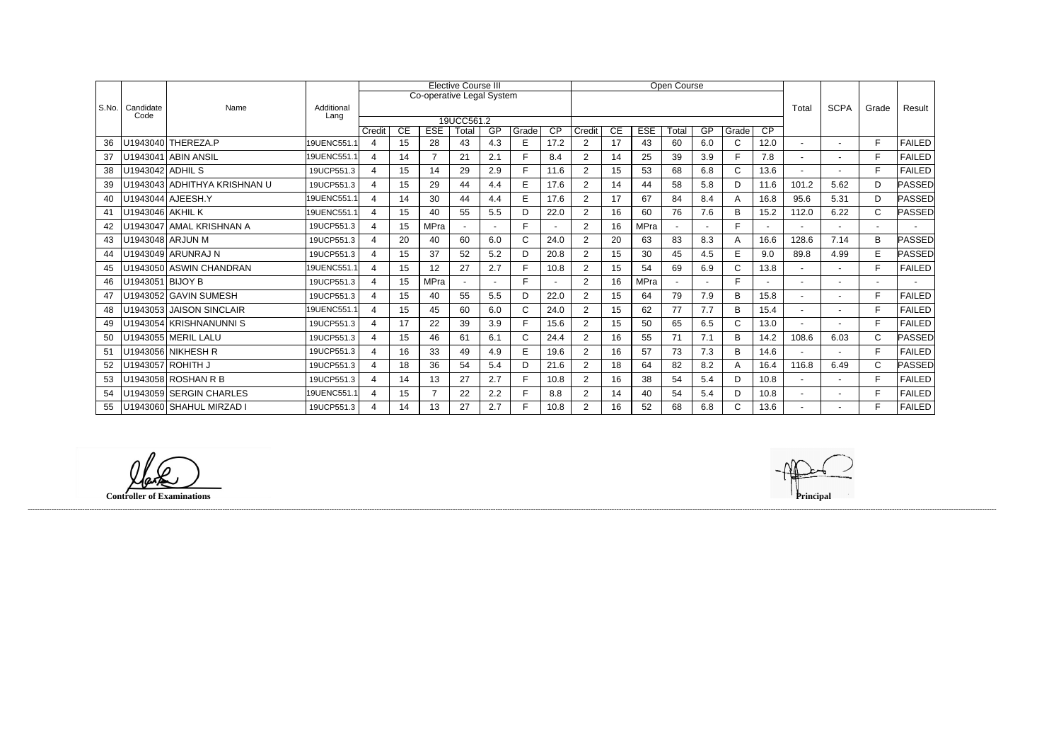| S.No. | Candidate Code | Name | Additional Lang | Elective Course III Co-operative Legal System 19UCC561.2 | | | | | | | Open Course | | | | | | | | Total | SCPA | Grade | Result |
|---|---|---|---|---|---|---|---|---|---|---|---|---|---|---|---|---|---|---|---|---|---|---|
| | | | | Credit | CE | ESE | Total | GP | Grade | CP | Credit | CE | ESE | Total | GP | Grade | CP | | | | | |
| 36 | U1943040 | THEREZA.P | 19UENC551.1 | 4 | 15 | 28 | 43 | 4.3 | E | 17.2 | 2 | 17 | 43 | 60 | 6.0 | C | 12.0 | - | - | F | FAILED |
| 37 | U1943041 | ABIN ANSIL | 19UENC551.1 | 4 | 14 | 7 | 21 | 2.1 | F | 8.4 | 2 | 14 | 25 | 39 | 3.9 | F | 7.8 | - | - | F | FAILED |
| 38 | U1943042 | ADHIL S | 19UCP551.3 | 4 | 15 | 14 | 29 | 2.9 | F | 11.6 | 2 | 15 | 53 | 68 | 6.8 | C | 13.6 | - | - | F | FAILED |
| 39 | U1943043 | ADHITHYA KRISHNAN U | 19UCP551.3 | 4 | 15 | 29 | 44 | 4.4 | E | 17.6 | 2 | 14 | 44 | 58 | 5.8 | D | 11.6 | 101.2 | 5.62 | D | PASSED |
| 40 | U1943044 | AJEESH.Y | 19UENC551.1 | 4 | 14 | 30 | 44 | 4.4 | E | 17.6 | 2 | 17 | 67 | 84 | 8.4 | A | 16.8 | 95.6 | 5.31 | D | PASSED |
| 41 | U1943046 | AKHIL K | 19UENC551.1 | 4 | 15 | 40 | 55 | 5.5 | D | 22.0 | 2 | 16 | 60 | 76 | 7.6 | B | 15.2 | 112.0 | 6.22 | C | PASSED |
| 42 | U1943047 | AMAL KRISHNAN A | 19UCP551.3 | 4 | 15 | MPra | - | - | F | - | 2 | 16 | MPra | - | - | F | - | - | - | - | - |
| 43 | U1943048 | ARJUN M | 19UCP551.3 | 4 | 20 | 40 | 60 | 6.0 | C | 24.0 | 2 | 20 | 63 | 83 | 8.3 | A | 16.6 | 128.6 | 7.14 | B | PASSED |
| 44 | U1943049 | ARUNRAJ N | 19UCP551.3 | 4 | 15 | 37 | 52 | 5.2 | D | 20.8 | 2 | 15 | 30 | 45 | 4.5 | E | 9.0 | 89.8 | 4.99 | E | PASSED |
| 45 | U1943050 | ASWIN CHANDRAN | 19UENC551.1 | 4 | 15 | 12 | 27 | 2.7 | F | 10.8 | 2 | 15 | 54 | 69 | 6.9 | C | 13.8 | - | - | F | FAILED |
| 46 | U1943051 | BIJOY B | 19UCP551.3 | 4 | 15 | MPra | - | - | F | - | 2 | 16 | MPra | - | - | F | - | - | - | - | - |
| 47 | U1943052 | GAVIN SUMESH | 19UCP551.3 | 4 | 15 | 40 | 55 | 5.5 | D | 22.0 | 2 | 15 | 64 | 79 | 7.9 | B | 15.8 | - | - | F | FAILED |
| 48 | U1943053 | JAISON SINCLAIR | 19UENC551.1 | 4 | 15 | 45 | 60 | 6.0 | C | 24.0 | 2 | 15 | 62 | 77 | 7.7 | B | 15.4 | - | - | F | FAILED |
| 49 | U1943054 | KRISHNANUNNI S | 19UCP551.3 | 4 | 17 | 22 | 39 | 3.9 | F | 15.6 | 2 | 15 | 50 | 65 | 6.5 | C | 13.0 | - | - | F | FAILED |
| 50 | U1943055 | MERIL LALU | 19UCP551.3 | 4 | 15 | 46 | 61 | 6.1 | C | 24.4 | 2 | 16 | 55 | 71 | 7.1 | B | 14.2 | 108.6 | 6.03 | C | PASSED |
| 51 | U1943056 | NIKHESH R | 19UCP551.3 | 4 | 16 | 33 | 49 | 4.9 | E | 19.6 | 2 | 16 | 57 | 73 | 7.3 | B | 14.6 | - | - | F | FAILED |
| 52 | U1943057 | ROHITH J | 19UCP551.3 | 4 | 18 | 36 | 54 | 5.4 | D | 21.6 | 2 | 18 | 64 | 82 | 8.2 | A | 16.4 | 116.8 | 6.49 | C | PASSED |
| 53 | U1943058 | ROSHAN R B | 19UCP551.3 | 4 | 14 | 13 | 27 | 2.7 | F | 10.8 | 2 | 16 | 38 | 54 | 5.4 | D | 10.8 | - | - | F | FAILED |
| 54 | U1943059 | SERGIN CHARLES | 19UENC551.1 | 4 | 15 | 7 | 22 | 2.2 | F | 8.8 | 2 | 14 | 40 | 54 | 5.4 | D | 10.8 | - | - | F | FAILED |
| 55 | U1943060 | SHAHUL MIRZAD I | 19UCP551.3 | 4 | 14 | 13 | 27 | 2.7 | F | 10.8 | 2 | 16 | 52 | 68 | 6.8 | C | 13.6 | - | - | F | FAILED |

**Controller of Examinations**

**Principal**